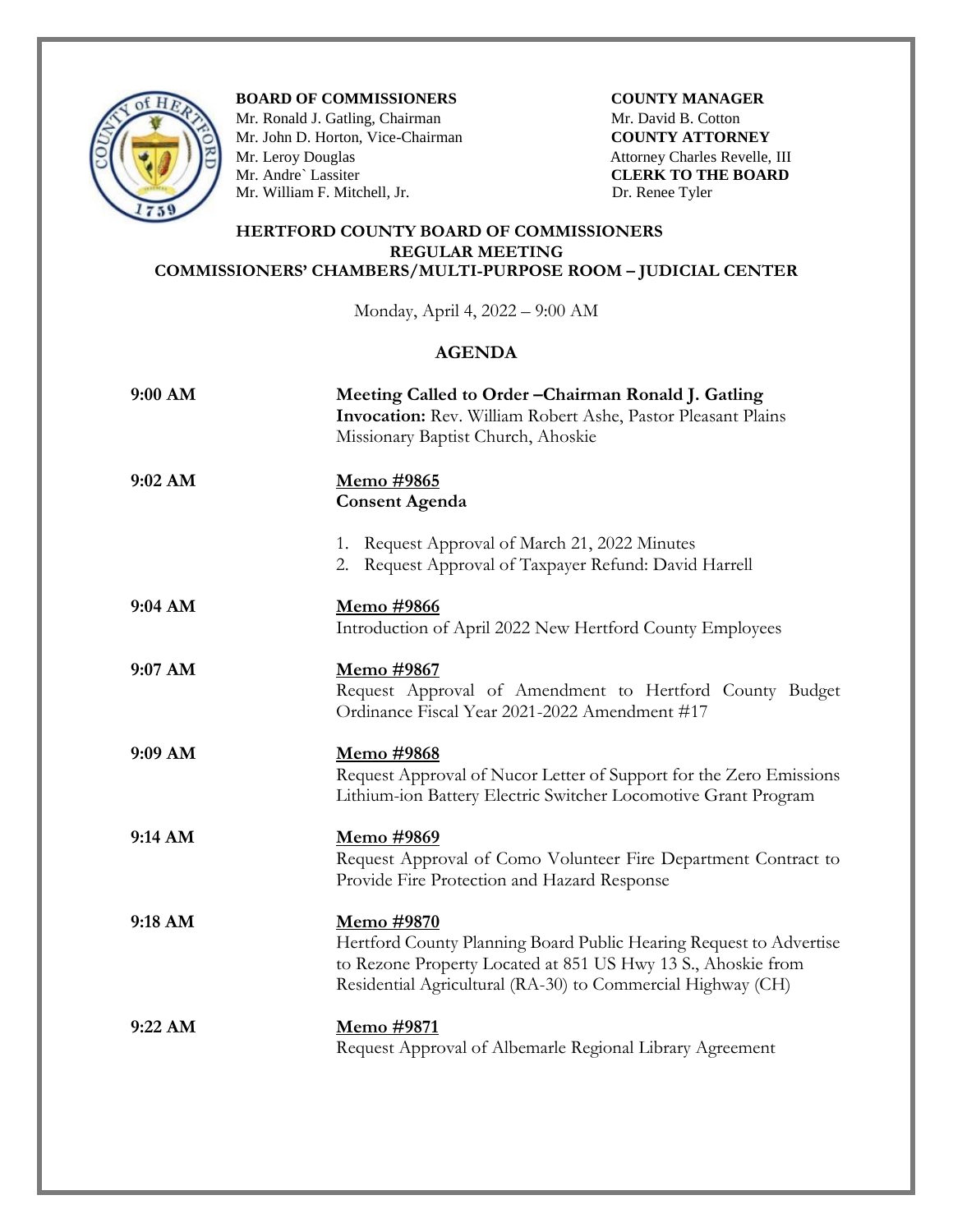**BOARD OF COMMISSIONERS**
Mr. Ronald J. Gatling, Chairman
Mr. John D. Horton, Vice-Chairman
Mr. Leroy Douglas
Mr. Andre` Lassiter
Mr. William F. Mitchell, Jr.

**COUNTY MANAGER**
Mr. David B. Cotton
**COUNTY ATTORNEY**
Attorney Charles Revelle, III
**CLERK TO THE BOARD**
Dr. Renee Tyler

# HERTFORD COUNTY BOARD OF COMMISSIONERS
## REGULAR MEETING
## COMMISSIONERS' CHAMBERS/MULTI-PURPOSE ROOM – JUDICIAL CENTER

Monday, April 4, 2022 – 9:00 AM

## AGENDA

**9:00 AM** — **Meeting Called to Order –Chairman Ronald J. Gatling**
**Invocation:** Rev. William Robert Ashe, Pastor Pleasant Plains Missionary Baptist Church, Ahoskie

**9:02 AM** — **Memo #9865**
**Consent Agenda**

1. Request Approval of March 21, 2022 Minutes
2. Request Approval of Taxpayer Refund: David Harrell

**9:04 AM** — **Memo #9866**
Introduction of April 2022 New Hertford County Employees

**9:07 AM** — **Memo #9867**
Request Approval of Amendment to Hertford County Budget Ordinance Fiscal Year 2021-2022 Amendment #17

**9:09 AM** — **Memo #9868**
Request Approval of Nucor Letter of Support for the Zero Emissions Lithium-ion Battery Electric Switcher Locomotive Grant Program

**9:14 AM** — **Memo #9869**
Request Approval of Como Volunteer Fire Department Contract to Provide Fire Protection and Hazard Response

**9:18 AM** — **Memo #9870**
Hertford County Planning Board Public Hearing Request to Advertise to Rezone Property Located at 851 US Hwy 13 S., Ahoskie from Residential Agricultural (RA-30) to Commercial Highway (CH)

**9:22 AM** — **Memo #9871**
Request Approval of Albemarle Regional Library Agreement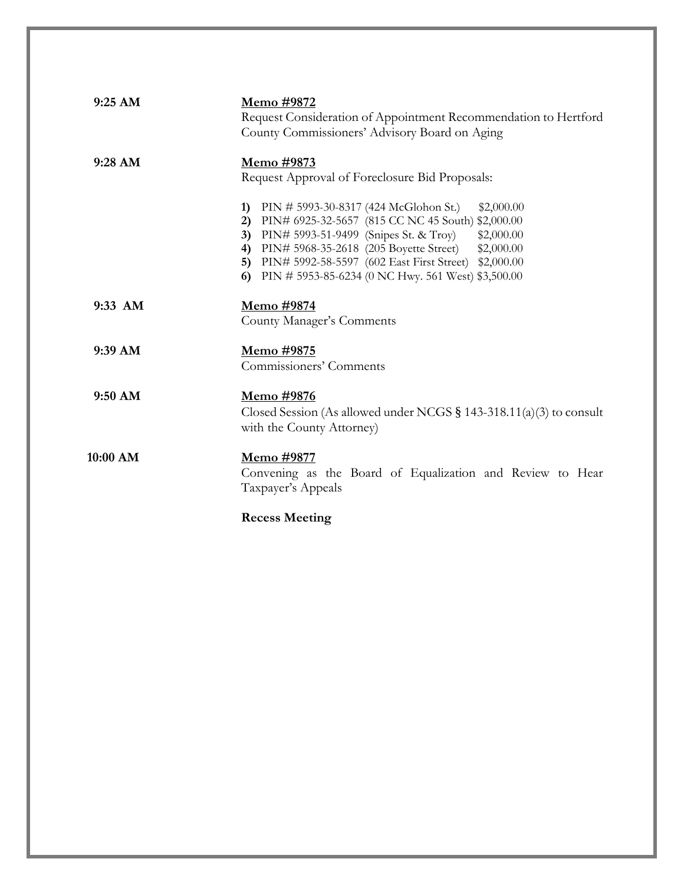| | |
|---|---|
| **9:25 AM** | **<u>Memo #9872</u>**<br>Request Consideration of Appointment Recommendation to Hertford County Commissioners' Advisory Board on Aging |
| **9:28 AM** | **<u>Memo #9873</u>**<br>Request Approval of Foreclosure Bid Proposals:<br><br>**1)** PIN # 5993-30-8317 (424 McGlohon St.) $2,000.00<br>**2)** PIN# 6925-32-5657 (815 CC NC 45 South) $2,000.00<br>**3)** PIN# 5993-51-9499 (Snipes St. & Troy) $2,000.00<br>**4)** PIN# 5968-35-2618 (205 Boyette Street) $2,000.00<br>**5)** PIN# 5992-58-5597 (602 East First Street) $2,000.00<br>**6)** PIN # 5953-85-6234 (0 NC Hwy. 561 West) $3,500.00 |
| **9:33 AM** | **<u>Memo #9874</u>**<br>County Manager's Comments |
| **9:39 AM** | **<u>Memo #9875</u>**<br>Commissioners' Comments |
| **9:50 AM** | **<u>Memo #9876</u>**<br>Closed Session (As allowed under NCGS § 143-318.11(a)(3) to consult with the County Attorney) |
| **10:00 AM** | **<u>Memo #9877</u>**<br>Convening as the Board of Equalization and Review to Hear Taxpayer's Appeals |
| | **Recess Meeting** |